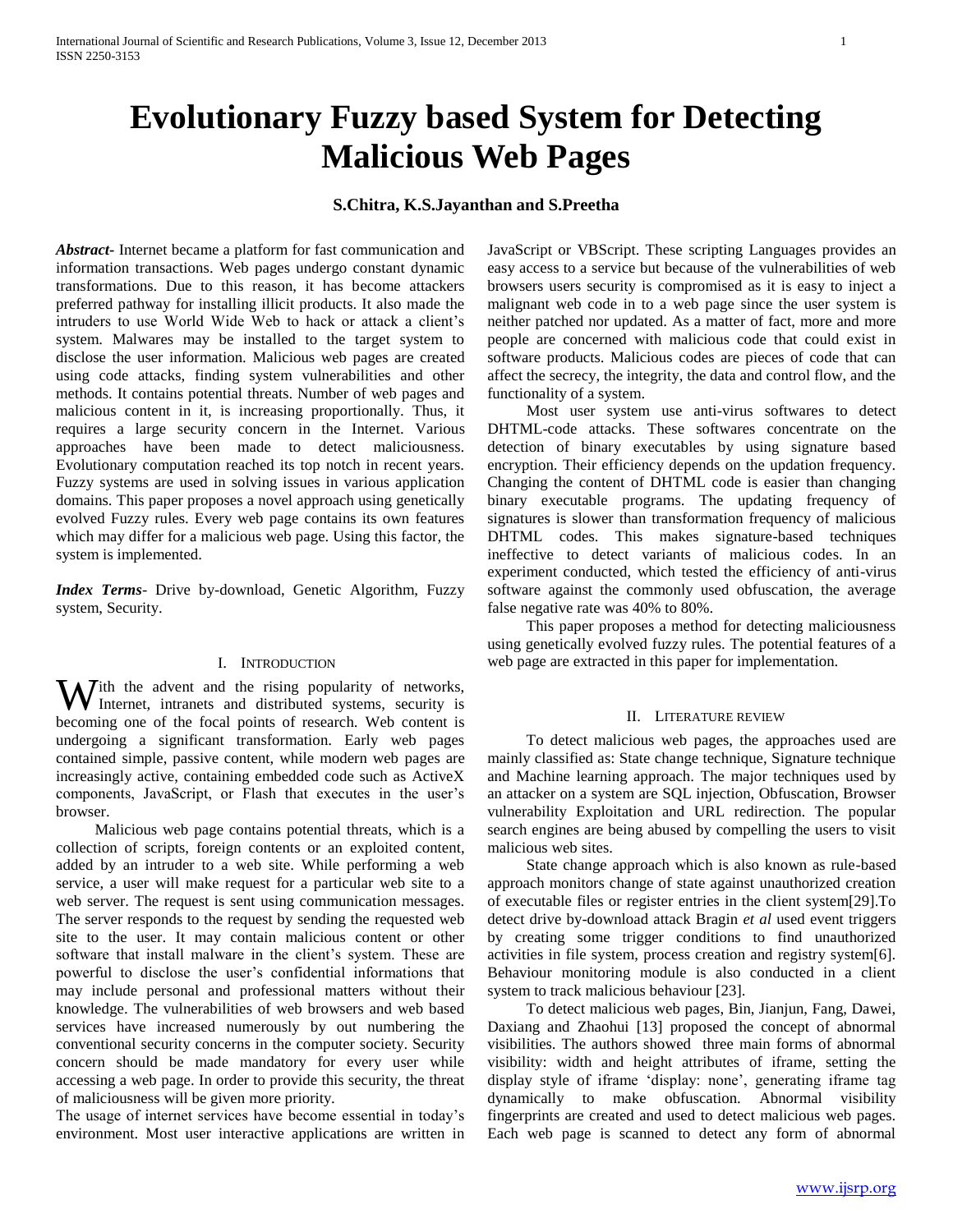# Evolutionary Fuzzy based System for Detecting Malicious Web Pages

**S.Chitra, K.S.Jayanthan and S.Preetha**

***Abstract***- Internet became a platform for fast communication and information transactions. Web pages undergo constant dynamic transformations. Due to this reason, it has become attackers preferred pathway for installing illicit products. It also made the intruders to use World Wide Web to hack or attack a client's system. Malwares may be installed to the target system to disclose the user information. Malicious web pages are created using code attacks, finding system vulnerabilities and other methods. It contains potential threats. Number of web pages and malicious content in it, is increasing proportionally. Thus, it requires a large security concern in the Internet. Various approaches have been made to detect maliciousness. Evolutionary computation reached its top notch in recent years. Fuzzy systems are used in solving issues in various application domains. This paper proposes a novel approach using genetically evolved Fuzzy rules. Every web page contains its own features which may differ for a malicious web page. Using this factor, the system is implemented.

***Index Terms***- Drive by-download, Genetic Algorithm, Fuzzy system, Security.

## I. Introduction

With the advent and the rising popularity of networks, Internet, intranets and distributed systems, security is becoming one of the focal points of research. Web content is undergoing a significant transformation. Early web pages contained simple, passive content, while modern web pages are increasingly active, containing embedded code such as ActiveX components, JavaScript, or Flash that executes in the user's browser.

Malicious web page contains potential threats, which is a collection of scripts, foreign contents or an exploited content, added by an intruder to a web site. While performing a web service, a user will make request for a particular web site to a web server. The request is sent using communication messages. The server responds to the request by sending the requested web site to the user. It may contain malicious content or other software that install malware in the client's system. These are powerful to disclose the user's confidential informations that may include personal and professional matters without their knowledge. The vulnerabilities of web browsers and web based services have increased numerously by out numbering the conventional security concerns in the computer society. Security concern should be made mandatory for every user while accessing a web page. In order to provide this security, the threat of maliciousness will be given more priority.

The usage of internet services have become essential in today's environment. Most user interactive applications are written in JavaScript or VBScript. These scripting Languages provides an easy access to a service but because of the vulnerabilities of web browsers users security is compromised as it is easy to inject a malignant web code in to a web page since the user system is neither patched nor updated. As a matter of fact, more and more people are concerned with malicious code that could exist in software products. Malicious codes are pieces of code that can affect the secrecy, the integrity, the data and control flow, and the functionality of a system.

Most user system use anti-virus softwares to detect DHTML-code attacks. These softwares concentrate on the detection of binary executables by using signature based encryption. Their efficiency depends on the updation frequency. Changing the content of DHTML code is easier than changing binary executable programs. The updating frequency of signatures is slower than transformation frequency of malicious DHTML codes. This makes signature-based techniques ineffective to detect variants of malicious codes. In an experiment conducted, which tested the efficiency of anti-virus software against the commonly used obfuscation, the average false negative rate was 40% to 80%.

This paper proposes a method for detecting maliciousness using genetically evolved fuzzy rules. The potential features of a web page are extracted in this paper for implementation.

## II. Literature review

To detect malicious web pages, the approaches used are mainly classified as: State change technique, Signature technique and Machine learning approach. The major techniques used by an attacker on a system are SQL injection, Obfuscation, Browser vulnerability Exploitation and URL redirection. The popular search engines are being abused by compelling the users to visit malicious web sites.

State change approach which is also known as rule-based approach monitors change of state against unauthorized creation of executable files or register entries in the client system[29].To detect drive by-download attack Bragin *et al* used event triggers by creating some trigger conditions to find unauthorized activities in file system, process creation and registry system[6]. Behaviour monitoring module is also conducted in a client system to track malicious behaviour [23].

To detect malicious web pages, Bin, Jianjun, Fang, Dawei, Daxiang and Zhaohui [13] proposed the concept of abnormal visibilities. The authors showed three main forms of abnormal visibility: width and height attributes of iframe, setting the display style of iframe 'display: none', generating iframe tag dynamically to make obfuscation. Abnormal visibility fingerprints are created and used to detect malicious web pages. Each web page is scanned to detect any form of abnormal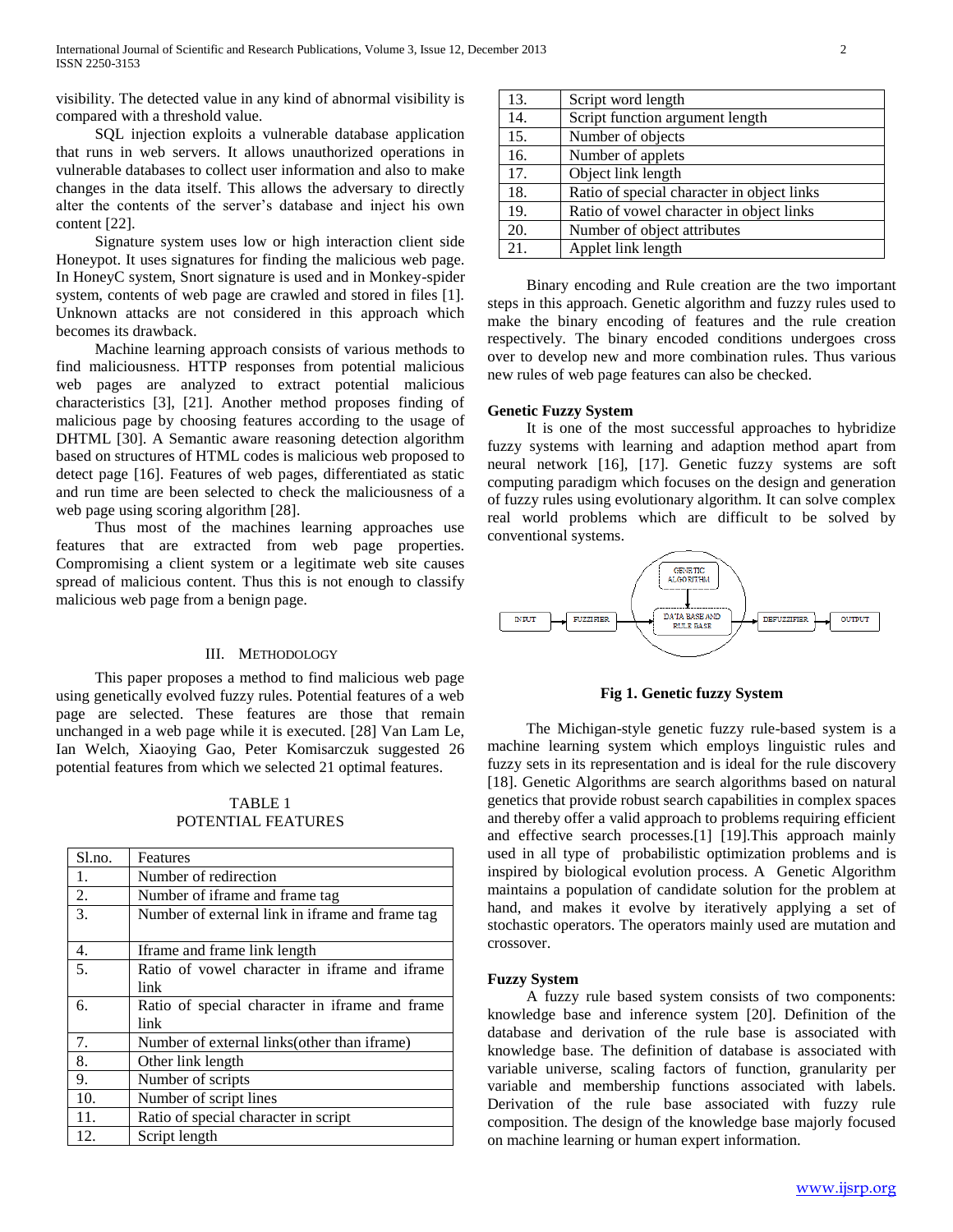visibility. The detected value in any kind of abnormal visibility is compared with a threshold value.

SQL injection exploits a vulnerable database application that runs in web servers. It allows unauthorized operations in vulnerable databases to collect user information and also to make changes in the data itself. This allows the adversary to directly alter the contents of the server's database and inject his own content [22].

Signature system uses low or high interaction client side Honeypot. It uses signatures for finding the malicious web page. In HoneyC system, Snort signature is used and in Monkey-spider system, contents of web page are crawled and stored in files [1]. Unknown attacks are not considered in this approach which becomes its drawback.

Machine learning approach consists of various methods to find maliciousness. HTTP responses from potential malicious web pages are analyzed to extract potential malicious characteristics [3], [21]. Another method proposes finding of malicious page by choosing features according to the usage of DHTML [30]. A Semantic aware reasoning detection algorithm based on structures of HTML codes is malicious web proposed to detect page [16]. Features of web pages, differentiated as static and run time are been selected to check the maliciousness of a web page using scoring algorithm [28].

Thus most of the machines learning approaches use features that are extracted from web page properties. Compromising a client system or a legitimate web site causes spread of malicious content. Thus this is not enough to classify malicious web page from a benign page.

## III. Methodology

This paper proposes a method to find malicious web page using genetically evolved fuzzy rules. Potential features of a web page are selected. These features are those that remain unchanged in a web page while it is executed. [28] Van Lam Le, Ian Welch, Xiaoying Gao, Peter Komisarczuk suggested 26 potential features from which we selected 21 optimal features.

TABLE 1
POTENTIAL FEATURES

| Sl.no. | Features |
|---|---|
| 1. | Number of redirection |
| 2. | Number of iframe and frame tag |
| 3. | Number of external link in iframe and frame tag |
| 4. | Iframe and frame link length |
| 5. | Ratio of vowel character in iframe and iframe link |
| 6. | Ratio of special character in iframe and frame link |
| 7. | Number of external links(other than iframe) |
| 8. | Other link length |
| 9. | Number of scripts |
| 10. | Number of script lines |
| 11. | Ratio of special character in script |
| 12. | Script length |
| 13. | Script word length |
| 14. | Script function argument length |
| 15. | Number of objects |
| 16. | Number of applets |
| 17. | Object link length |
| 18. | Ratio of special character in object links |
| 19. | Ratio of vowel character in object links |
| 20. | Number of object attributes |
| 21. | Applet link length |

Binary encoding and Rule creation are the two important steps in this approach. Genetic algorithm and fuzzy rules used to make the binary encoding of features and the rule creation respectively. The binary encoded conditions undergoes cross over to develop new and more combination rules. Thus various new rules of web page features can also be checked.

### Genetic Fuzzy System

It is one of the most successful approaches to hybridize fuzzy systems with learning and adaption method apart from neural network [16], [17]. Genetic fuzzy systems are soft computing paradigm which focuses on the design and generation of fuzzy rules using evolutionary algorithm. It can solve complex real world problems which are difficult to be solved by conventional systems.

**Fig 1. Genetic fuzzy System**

The Michigan-style genetic fuzzy rule-based system is a machine learning system which employs linguistic rules and fuzzy sets in its representation and is ideal for the rule discovery [18]. Genetic Algorithms are search algorithms based on natural genetics that provide robust search capabilities in complex spaces and thereby offer a valid approach to problems requiring efficient and effective search processes.[1] [19].This approach mainly used in all type of probabilistic optimization problems and is inspired by biological evolution process. A Genetic Algorithm maintains a population of candidate solution for the problem at hand, and makes it evolve by iteratively applying a set of stochastic operators. The operators mainly used are mutation and crossover.

### Fuzzy System

A fuzzy rule based system consists of two components: knowledge base and inference system [20]. Definition of the database and derivation of the rule base is associated with knowledge base. The definition of database is associated with variable universe, scaling factors of function, granularity per variable and membership functions associated with labels. Derivation of the rule base associated with fuzzy rule composition. The design of the knowledge base majorly focused on machine learning or human expert information.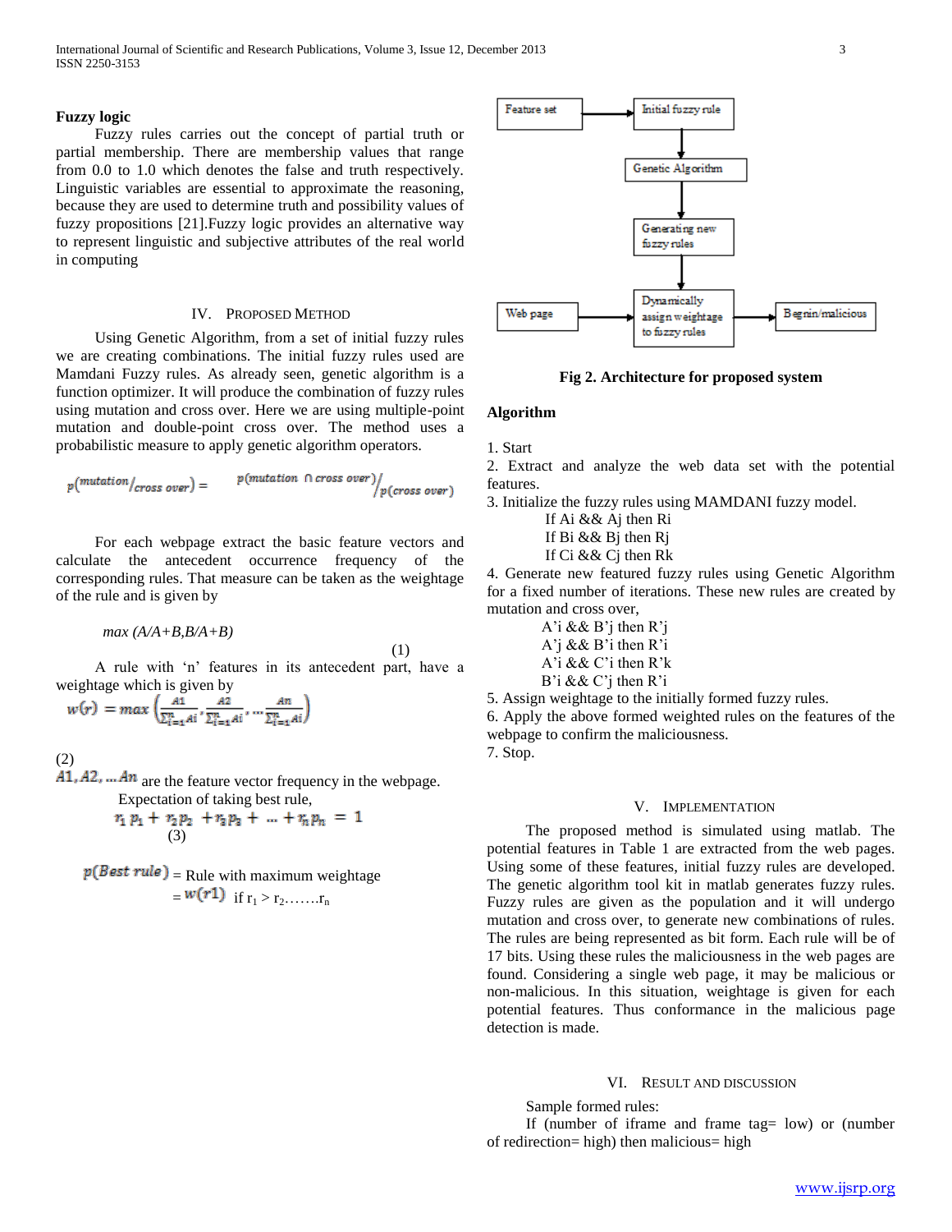## Fuzzy logic

Fuzzy rules carries out the concept of partial truth or partial membership. There are membership values that range from 0.0 to 1.0 which denotes the false and truth respectively. Linguistic variables are essential to approximate the reasoning, because they are used to determine truth and possibility values of fuzzy propositions [21].Fuzzy logic provides an alternative way to represent linguistic and subjective attributes of the real world in computing

# IV. Proposed Method

Using Genetic Algorithm, from a set of initial fuzzy rules we are creating combinations. The initial fuzzy rules used are Mamdani Fuzzy rules. As already seen, genetic algorithm is a function optimizer. It will produce the combination of fuzzy rules using mutation and cross over. Here we are using multiple-point mutation and double-point cross over. The method uses a probabilistic measure to apply genetic algorithm operators.

$$p(mutation/cross\ over) = p(mutation \cap cross\ over) / p(cross\ over)$$

For each webpage extract the basic feature vectors and calculate the antecedent occurrence frequency of the corresponding rules. That measure can be taken as the weightage of the rule and is given by

$$max\ (A/A+B, B/A+B) \qquad (1)$$

A rule with 'n' features in its antecedent part, have a weightage which is given by

$$w(r) = max\left(\frac{A1}{\sum_{i=1}^{n} Ai}, \frac{A2}{\sum_{i=1}^{n} Ai}, \dots \frac{An}{\sum_{i=1}^{n} Ai}\right) \qquad (2)$$

$A1, A2, \dots An$ are the feature vector frequency in the webpage.

Expectation of taking best rule,

$$r_1 p_1 + r_2 p_2 + r_3 p_3 + \dots + r_n p_n = 1 \qquad (3)$$

$p(Best\ rule)$ = Rule with maximum weightage = $w(r1)$ if $r_1 > r_2 \ldots\ldots r_n$

Feature set → Initial fuzzy rule → Genetic Algorithm → Generating new fuzzy rules → Dynamically assign weightage to fuzzy rules (← Web page) → Begnin/malicious

**Fig 2. Architecture for proposed system**

### Algorithm

1. Start
2. Extract and analyze the web data set with the potential features.
3. Initialize the fuzzy rules using MAMDANI fuzzy model.
   - If Ai && Aj then Ri
   - If Bi && Bj then Rj
   - If Ci && Cj then Rk
4. Generate new featured fuzzy rules using Genetic Algorithm for a fixed number of iterations. These new rules are created by mutation and cross over,
   - A'i && B'j then R'j
   - A'j && B'i then R'i
   - A'i && C'i then R'k
   - B'i && C'j then R'i
5. Assign weightage to the initially formed fuzzy rules.
6. Apply the above formed weighted rules on the features of the webpage to confirm the maliciousness.
7. Stop.

# V. Implementation

The proposed method is simulated using matlab. The potential features in Table 1 are extracted from the web pages. Using some of these features, initial fuzzy rules are developed. The genetic algorithm tool kit in matlab generates fuzzy rules. Fuzzy rules are given as the population and it will undergo mutation and cross over, to generate new combinations of rules. The rules are being represented as bit form. Each rule will be of 17 bits. Using these rules the maliciousness in the web pages are found. Considering a single web page, it may be malicious or non-malicious. In this situation, weightage is given for each potential features. Thus conformance in the malicious page detection is made.

# VI. Result and Discussion

Sample formed rules:

If (number of iframe and frame tag= low) or (number of redirection= high) then malicious= high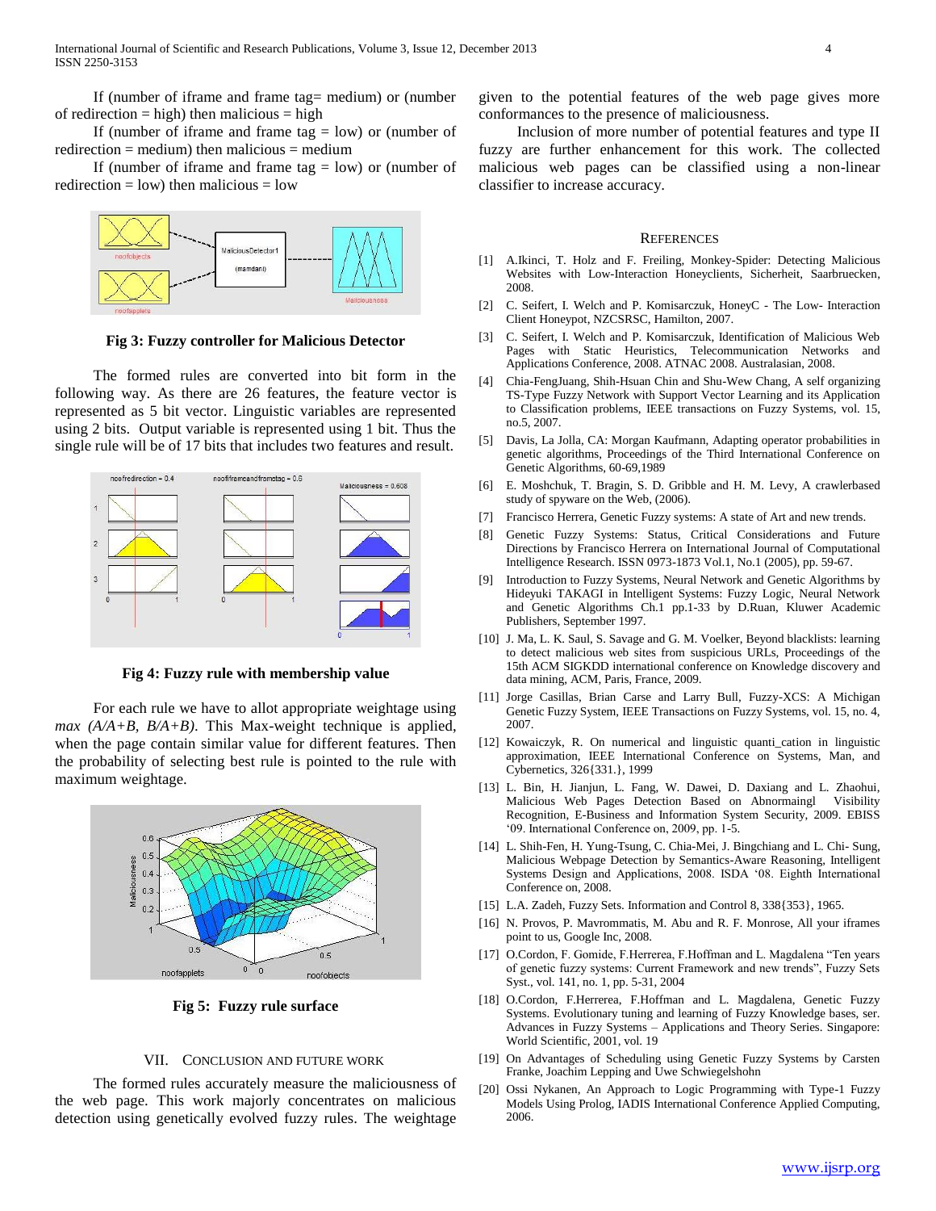If (number of iframe and frame tag= medium) or (number of redirection = high) then malicious = high

If (number of iframe and frame tag = low) or (number of redirection = medium) then malicious = medium

If (number of iframe and frame tag = low) or (number of redirection = low) then malicious = low

**Fig 3: Fuzzy controller for Malicious Detector**

The formed rules are converted into bit form in the following way. As there are 26 features, the feature vector is represented as 5 bit vector. Linguistic variables are represented using 2 bits. Output variable is represented using 1 bit. Thus the single rule will be of 17 bits that includes two features and result.

**Fig 4: Fuzzy rule with membership value**

For each rule we have to allot appropriate weightage using *max (A/A+B, B/A+B)*. This Max-weight technique is applied, when the page contain similar value for different features. Then the probability of selecting best rule is pointed to the rule with maximum weightage.

**Fig 5: Fuzzy rule surface**

## VII. Conclusion and Future Work

The formed rules accurately measure the maliciousness of the web page. This work majorly concentrates on malicious detection using genetically evolved fuzzy rules. The weightage given to the potential features of the web page gives more conformances to the presence of maliciousness.

Inclusion of more number of potential features and type II fuzzy are further enhancement for this work. The collected malicious web pages can be classified using a non-linear classifier to increase accuracy.

## References

[1] A.Ikinci, T. Holz and F. Freiling, Monkey-Spider: Detecting Malicious Websites with Low-Interaction Honeyclients, Sicherheit, Saarbruecken, 2008.

[2] C. Seifert, I. Welch and P. Komisarczuk, HoneyC - The Low- Interaction Client Honeypot, NZCSRSC, Hamilton, 2007.

[3] C. Seifert, I. Welch and P. Komisarczuk, Identification of Malicious Web Pages with Static Heuristics, Telecommunication Networks and Applications Conference, 2008. ATNAC 2008. Australasian, 2008.

[4] Chia-FengJuang, Shih-Hsuan Chin and Shu-Wew Chang, A self organizing TS-Type Fuzzy Network with Support Vector Learning and its Application to Classification problems, IEEE transactions on Fuzzy Systems, vol. 15, no.5, 2007.

[5] Davis, La Jolla, CA: Morgan Kaufmann, Adapting operator probabilities in genetic algorithms, Proceedings of the Third International Conference on Genetic Algorithms, 60-69,1989

[6] E. Moshchuk, T. Bragin, S. D. Gribble and H. M. Levy, A crawlerbased study of spyware on the Web, (2006).

[7] Francisco Herrera, Genetic Fuzzy systems: A state of Art and new trends.

[8] Genetic Fuzzy Systems: Status, Critical Considerations and Future Directions by Francisco Herrera on International Journal of Computational Intelligence Research. ISSN 0973-1873 Vol.1, No.1 (2005), pp. 59-67.

[9] Introduction to Fuzzy Systems, Neural Network and Genetic Algorithms by Hideyuki TAKAGI in Intelligent Systems: Fuzzy Logic, Neural Network and Genetic Algorithms Ch.1 pp.1-33 by D.Ruan, Kluwer Academic Publishers, September 1997.

[10] J. Ma, L. K. Saul, S. Savage and G. M. Voelker, Beyond blacklists: learning to detect malicious web sites from suspicious URLs, Proceedings of the 15th ACM SIGKDD international conference on Knowledge discovery and data mining, ACM, Paris, France, 2009.

[11] Jorge Casillas, Brian Carse and Larry Bull, Fuzzy-XCS: A Michigan Genetic Fuzzy System, IEEE Transactions on Fuzzy Systems, vol. 15, no. 4, 2007.

[12] Kowaiczyk, R. On numerical and linguistic quanti_cation in linguistic approximation, IEEE International Conference on Systems, Man, and Cybernetics, 326{331.}, 1999

[13] L. Bin, H. Jianjun, L. Fang, W. Dawei, D. Daxiang and L. Zhaohui, Malicious Web Pages Detection Based on Abnormaingl Visibility Recognition, E-Business and Information System Security, 2009. EBISS '09. International Conference on, 2009, pp. 1-5.

[14] L. Shih-Fen, H. Yung-Tsung, C. Chia-Mei, J. Bingchiang and L. Chi- Sung, Malicious Webpage Detection by Semantics-Aware Reasoning, Intelligent Systems Design and Applications, 2008. ISDA '08. Eighth International Conference on, 2008.

[15] L.A. Zadeh, Fuzzy Sets. Information and Control 8, 338{353}, 1965.

[16] N. Provos, P. Mavrommatis, M. Abu and R. F. Monrose, All your iframes point to us, Google Inc, 2008.

[17] O.Cordon, F.Herrerea, F.Hoffman and L. Magdalena "Ten years of genetic fuzzy systems: Current Framework and new trends", Fuzzy Sets Syst., vol. 141, no. 1, pp. 5-31, 2004

[18] O.Cordon, F.Herrerea, F.Hoffman and L. Magdalena, Genetic Fuzzy Systems. Evolutionary tuning and learning of Fuzzy Knowledge bases, ser. Advances in Fuzzy Systems – Applications and Theory Series. Singapore: World Scientific, 2001, vol. 19

[19] On Advantages of Scheduling using Genetic Fuzzy Systems by Carsten Franke, Joachim Lepping and Uwe Schwiegelshohn

[20] Ossi Nykanen, An Approach to Logic Programming with Type-1 Fuzzy Models Using Prolog, IADIS International Conference Applied Computing, 2006.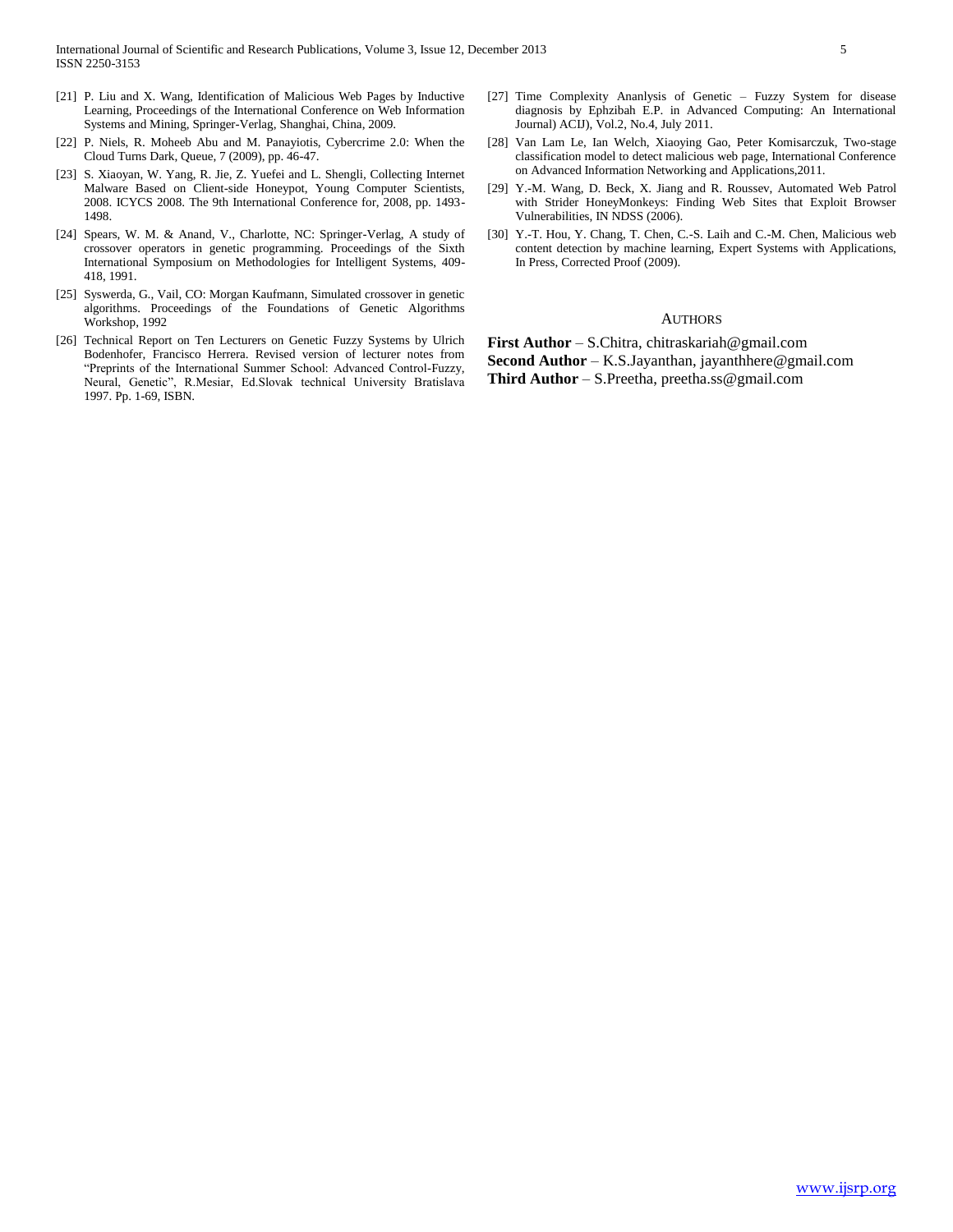[21] P. Liu and X. Wang, Identification of Malicious Web Pages by Inductive Learning, Proceedings of the International Conference on Web Information Systems and Mining, Springer-Verlag, Shanghai, China, 2009.

[22] P. Niels, R. Moheeb Abu and M. Panayiotis, Cybercrime 2.0: When the Cloud Turns Dark, Queue, 7 (2009), pp. 46-47.

[23] S. Xiaoyan, W. Yang, R. Jie, Z. Yuefei and L. Shengli, Collecting Internet Malware Based on Client-side Honeypot, Young Computer Scientists, 2008. ICYCS 2008. The 9th International Conference for, 2008, pp. 1493-1498.

[24] Spears, W. M. & Anand, V., Charlotte, NC: Springer-Verlag, A study of crossover operators in genetic programming. Proceedings of the Sixth International Symposium on Methodologies for Intelligent Systems, 409-418, 1991.

[25] Syswerda, G., Vail, CO: Morgan Kaufmann, Simulated crossover in genetic algorithms. Proceedings of the Foundations of Genetic Algorithms Workshop, 1992

[26] Technical Report on Ten Lecturers on Genetic Fuzzy Systems by Ulrich Bodenhofer, Francisco Herrera. Revised version of lecturer notes from "Preprints of the International Summer School: Advanced Control-Fuzzy, Neural, Genetic", R.Mesiar, Ed.Slovak technical University Bratislava 1997. Pp. 1-69, ISBN.

[27] Time Complexity Ananlysis of Genetic – Fuzzy System for disease diagnosis by Ephzibah E.P. in Advanced Computing: An International Journal) ACIJ), Vol.2, No.4, July 2011.

[28] Van Lam Le, Ian Welch, Xiaoying Gao, Peter Komisarczuk, Two-stage classification model to detect malicious web page, International Conference on Advanced Information Networking and Applications,2011.

[29] Y.-M. Wang, D. Beck, X. Jiang and R. Roussev, Automated Web Patrol with Strider HoneyMonkeys: Finding Web Sites that Exploit Browser Vulnerabilities, IN NDSS (2006).

[30] Y.-T. Hou, Y. Chang, T. Chen, C.-S. Laih and C.-M. Chen, Malicious web content detection by machine learning, Expert Systems with Applications, In Press, Corrected Proof (2009).

## AUTHORS

**First Author** – S.Chitra, chitraskariah@gmail.com

**Second Author** – K.S.Jayanthan, jayanthhere@gmail.com

**Third Author** – S.Preetha, preetha.ss@gmail.com